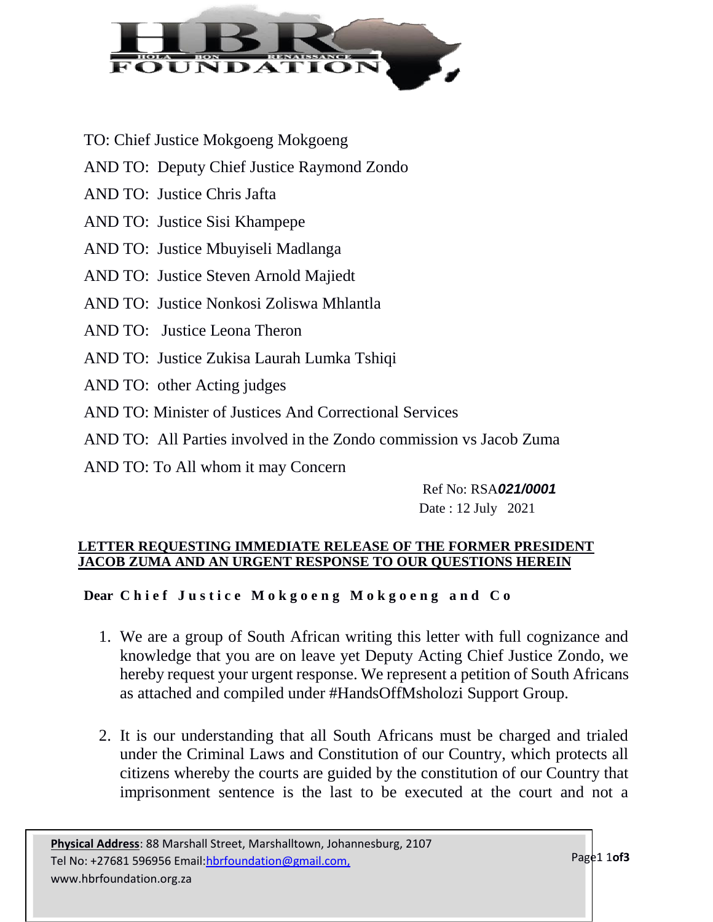TO: Chief Justice Mokgoeng Mokgoeng

AND TO: Deputy Chief Justice Raymond Zondo

AND TO: Justice Chris Jafta

AND TO: Justice Sisi Khampepe

AND TO: Justice Mbuyiseli Madlanga

AND TO: Justice Steven Arnold Majiedt

AND TO: Justice Nonkosi Zoliswa Mhlantla

AND TO: Justice Leona Theron

AND TO: Justice Zukisa Laurah Lumka Tshiqi

AND TO: other Acting judges

AND TO: Minister of Justices And Correctional Services

AND TO: All Parties involved in the Zondo commission vs Jacob Zuma

AND TO: To All whom it may Concern

Ref No: RSA***021/0001***

Date : 12 July 2021

**LETTER REQUESTING IMMEDIATE RELEASE OF THE FORMER PRESIDENT JACOB ZUMA AND AN URGENT RESPONSE TO OUR QUESTIONS HEREIN**

**Dear Chief Justice Mokgoeng Mokgoeng and Co**

1. We are a group of South African writing this letter with full cognizance and knowledge that you are on leave yet Deputy Acting Chief Justice Zondo, we hereby request your urgent response. We represent a petition of South Africans as attached and compiled under #HandsOffMsholozi Support Group.

2. It is our understanding that all South Africans must be charged and trialed under the Criminal Laws and Constitution of our Country, which protects all citizens whereby the courts are guided by the constitution of our Country that imprisonment sentence is the last to be executed at the court and not a

**Physical Address**: 88 Marshall Street, Marshalltown, Johannesburg, 2107
Tel No: +27681 596956 Email: hbrfoundation@gmail.com,
www.hbrfoundation.org.za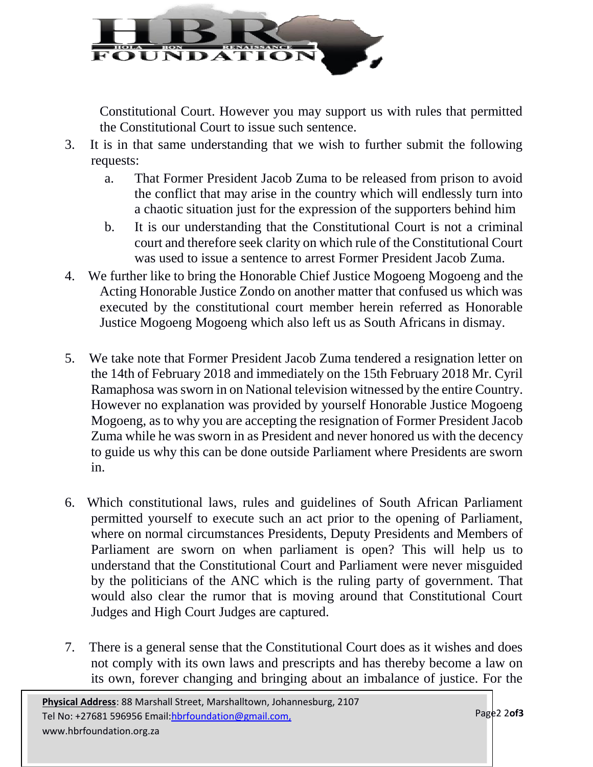Constitutional Court. However you may support us with rules that permitted the Constitutional Court to issue such sentence.

3. It is in that same understanding that we wish to further submit the following requests:
   a. That Former President Jacob Zuma to be released from prison to avoid the conflict that may arise in the country which will endlessly turn into a chaotic situation just for the expression of the supporters behind him
   b. It is our understanding that the Constitutional Court is not a criminal court and therefore seek clarity on which rule of the Constitutional Court was used to issue a sentence to arrest Former President Jacob Zuma.
4. We further like to bring the Honorable Chief Justice Mogoeng Mogoeng and the Acting Honorable Justice Zondo on another matter that confused us which was executed by the constitutional court member herein referred as Honorable Justice Mogoeng Mogoeng which also left us as South Africans in dismay.

5. We take note that Former President Jacob Zuma tendered a resignation letter on the 14th of February 2018 and immediately on the 15th February 2018 Mr. Cyril Ramaphosa was sworn in on National television witnessed by the entire Country. However no explanation was provided by yourself Honorable Justice Mogoeng Mogoeng, as to why you are accepting the resignation of Former President Jacob Zuma while he was sworn in as President and never honored us with the decency to guide us why this can be done outside Parliament where Presidents are sworn in.

6. Which constitutional laws, rules and guidelines of South African Parliament permitted yourself to execute such an act prior to the opening of Parliament, where on normal circumstances Presidents, Deputy Presidents and Members of Parliament are sworn on when parliament is open? This will help us to understand that the Constitutional Court and Parliament were never misguided by the politicians of the ANC which is the ruling party of government. That would also clear the rumor that is moving around that Constitutional Court Judges and High Court Judges are captured.

7. There is a general sense that the Constitutional Court does as it wishes and does not comply with its own laws and prescripts and has thereby become a law on its own, forever changing and bringing about an imbalance of justice. For the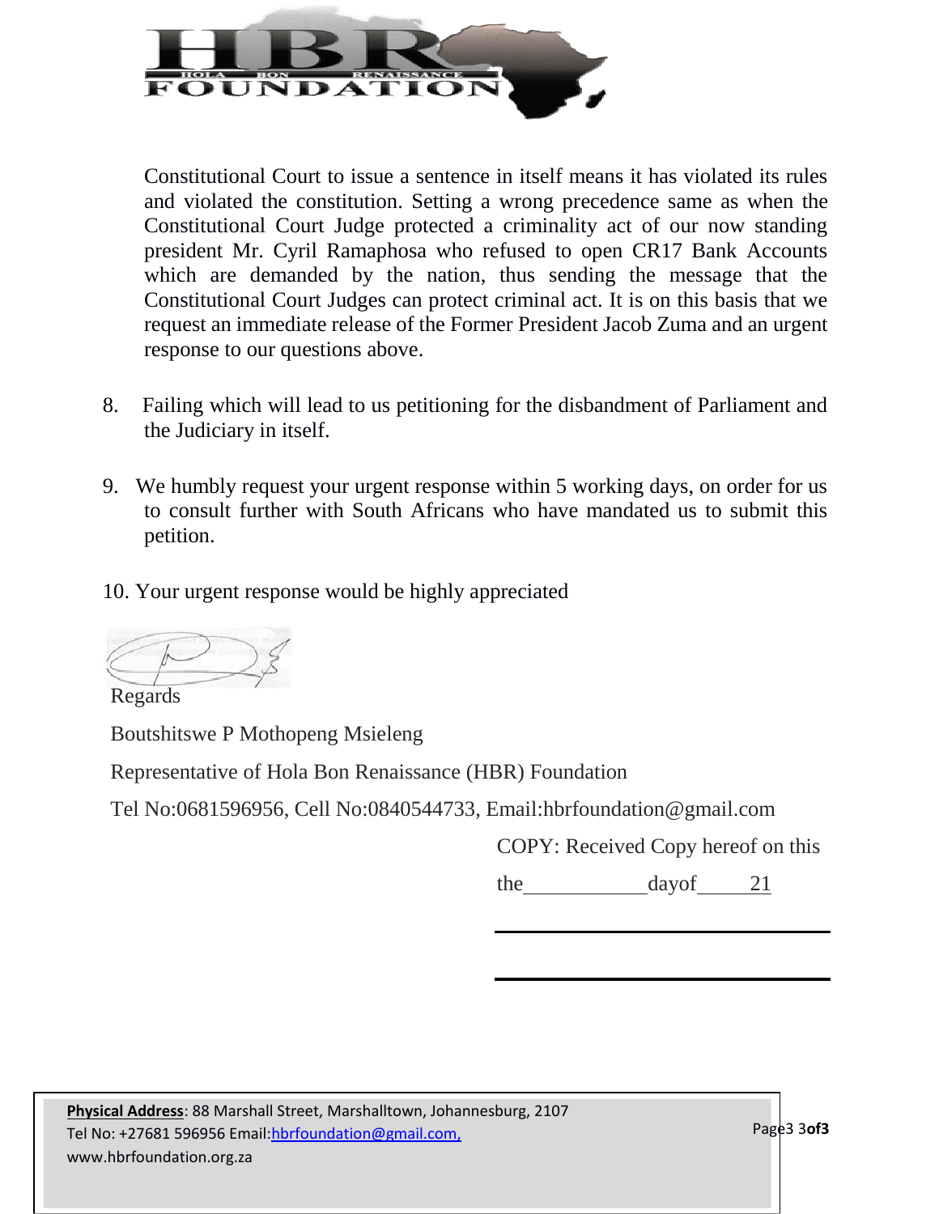Constitutional Court to issue a sentence in itself means it has violated its rules and violated the constitution. Setting a wrong precedence same as when the Constitutional Court Judge protected a criminality act of our now standing president Mr. Cyril Ramaphosa who refused to open CR17 Bank Accounts which are demanded by the nation, thus sending the message that the Constitutional Court Judges can protect criminal act. It is on this basis that we request an immediate release of the Former President Jacob Zuma and an urgent response to our questions above.

8. Failing which will lead to us petitioning for the disbandment of Parliament and the Judiciary in itself.

9. We humbly request your urgent response within 5 working days, on order for us to consult further with South Africans who have mandated us to submit this petition.

10. Your urgent response would be highly appreciated

Regards

Boutshitswe P Mothopeng Msieleng

Representative of Hola Bon Renaissance (HBR) Foundation

Tel No:0681596956, Cell No:0840544733, Email:hbrfoundation@gmail.com

COPY: Received Copy hereof on this

the ____________ dayof _____21

______________________________

______________________________

**Physical Address**: 88 Marshall Street, Marshalltown, Johannesburg, 2107
Tel No: +27681 596956 Email:hbrfoundation@gmail.com,
www.hbrfoundation.org.za